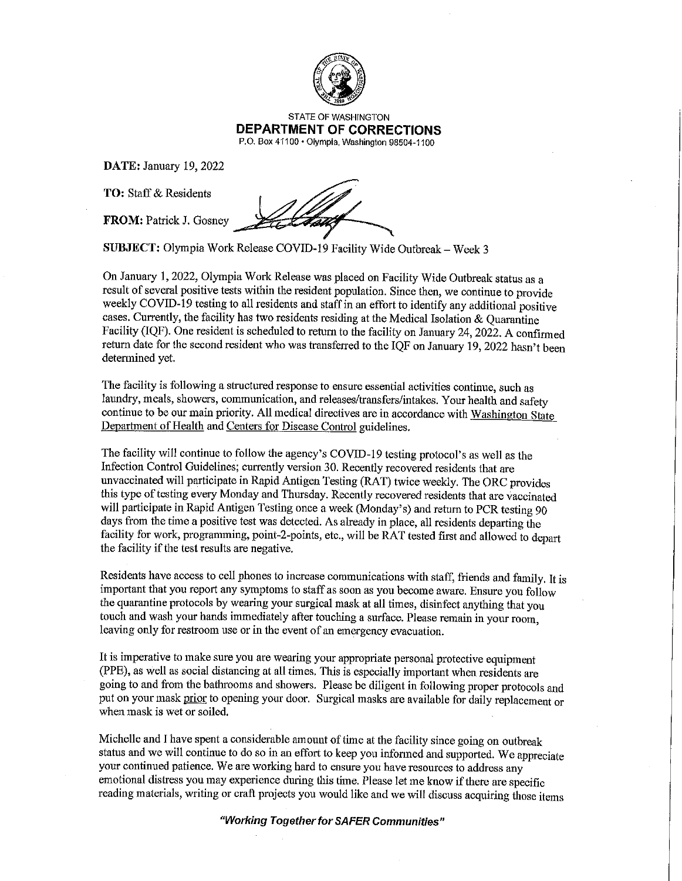STATE OF WASHINGTON

**DEPARTMENT OF CORRECTIONS**

P.O. Box 41100 • Olympia, Washington 98504-1100

**DATE:** January 19, 2022

**TO:** Staff & Residents

**FROM:** Patrick J. Gosney

**SUBJECT:** Olympia Work Release COVID-19 Facility Wide Outbreak – Week 3

On January 1, 2022, Olympia Work Release was placed on Facility Wide Outbreak status as a result of several positive tests within the resident population. Since then, we continue to provide weekly COVID-19 testing to all residents and staff in an effort to identify any additional positive cases. Currently, the facility has two residents residing at the Medical Isolation & Quarantine Facility (IQF). One resident is scheduled to return to the facility on January 24, 2022. A confirmed return date for the second resident who was transferred to the IQF on January 19, 2022 hasn't been determined yet.

The facility is following a structured response to ensure essential activities continue, such as laundry, meals, showers, communication, and releases/transfers/intakes. Your health and safety continue to be our main priority. All medical directives are in accordance with Washington State Department of Health and Centers for Disease Control guidelines.

The facility will continue to follow the agency's COVID-19 testing protocol's as well as the Infection Control Guidelines; currently version 30. Recently recovered residents that are unvaccinated will participate in Rapid Antigen Testing (RAT) twice weekly. The ORC provides this type of testing every Monday and Thursday. Recently recovered residents that are vaccinated will participate in Rapid Antigen Testing once a week (Monday's) and return to PCR testing 90 days from the time a positive test was detected. As already in place, all residents departing the facility for work, programming, point-2-points, etc., will be RAT tested first and allowed to depart the facility if the test results are negative.

Residents have access to cell phones to increase communications with staff, friends and family. It is important that you report any symptoms to staff as soon as you become aware. Ensure you follow the quarantine protocols by wearing your surgical mask at all times, disinfect anything that you touch and wash your hands immediately after touching a surface. Please remain in your room, leaving only for restroom use or in the event of an emergency evacuation.

It is imperative to make sure you are wearing your appropriate personal protective equipment (PPE), as well as social distancing at all times. This is especially important when residents are going to and from the bathrooms and showers. Please be diligent in following proper protocols and put on your mask prior to opening your door. Surgical masks are available for daily replacement or when mask is wet or soiled.

Michelle and I have spent a considerable amount of time at the facility since going on outbreak status and we will continue to do so in an effort to keep you informed and supported. We appreciate your continued patience. We are working hard to ensure you have resources to address any emotional distress you may experience during this time. Please let me know if there are specific reading materials, writing or craft projects you would like and we will discuss acquiring those items

*"Working Together for SAFER Communities"*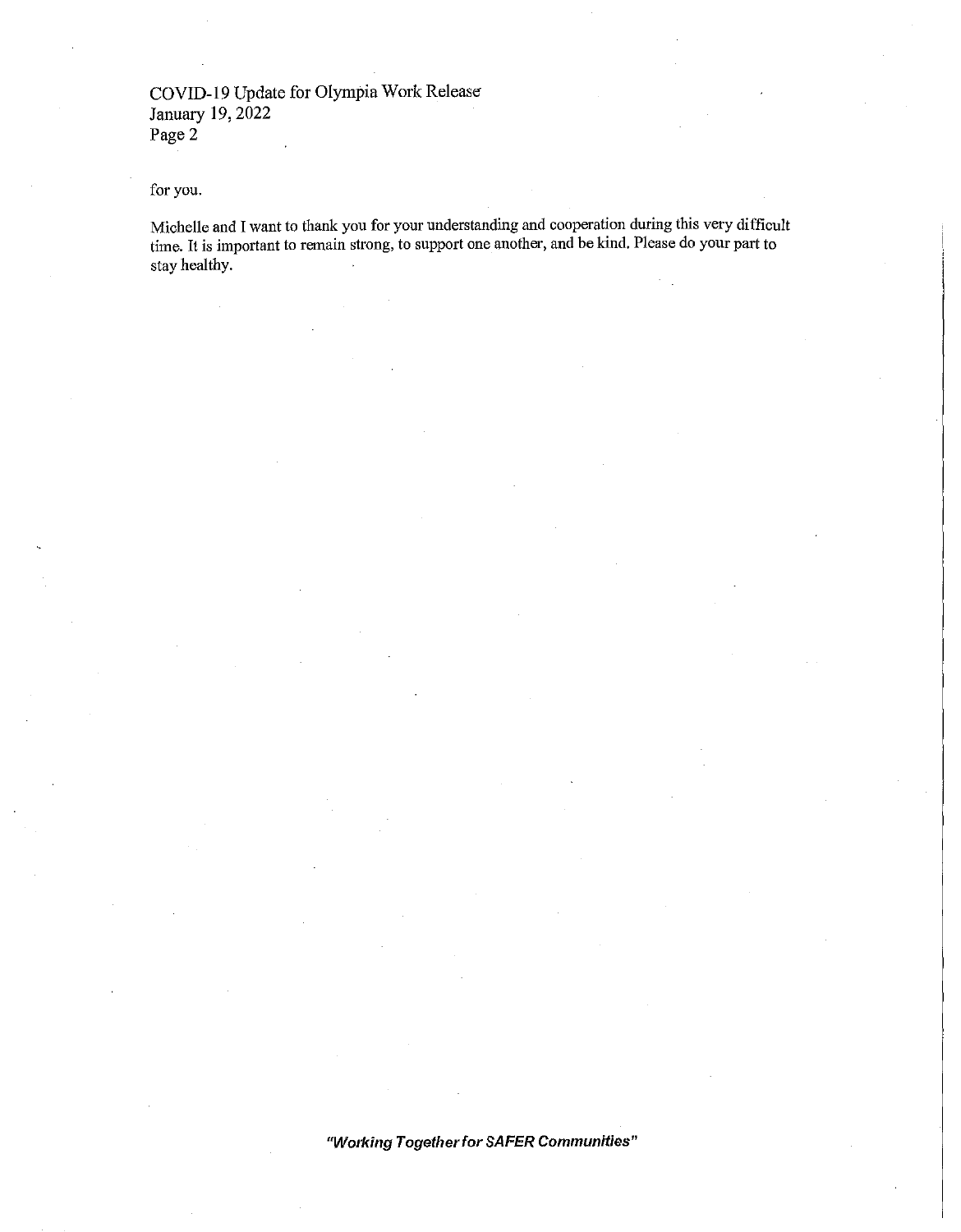for you.

Michelle and I want to thank you for your understanding and cooperation during this very difficult time. It is important to remain strong, to support one another, and be kind. Please do your part to stay healthy.

*"Working Together for SAFER Communities"*